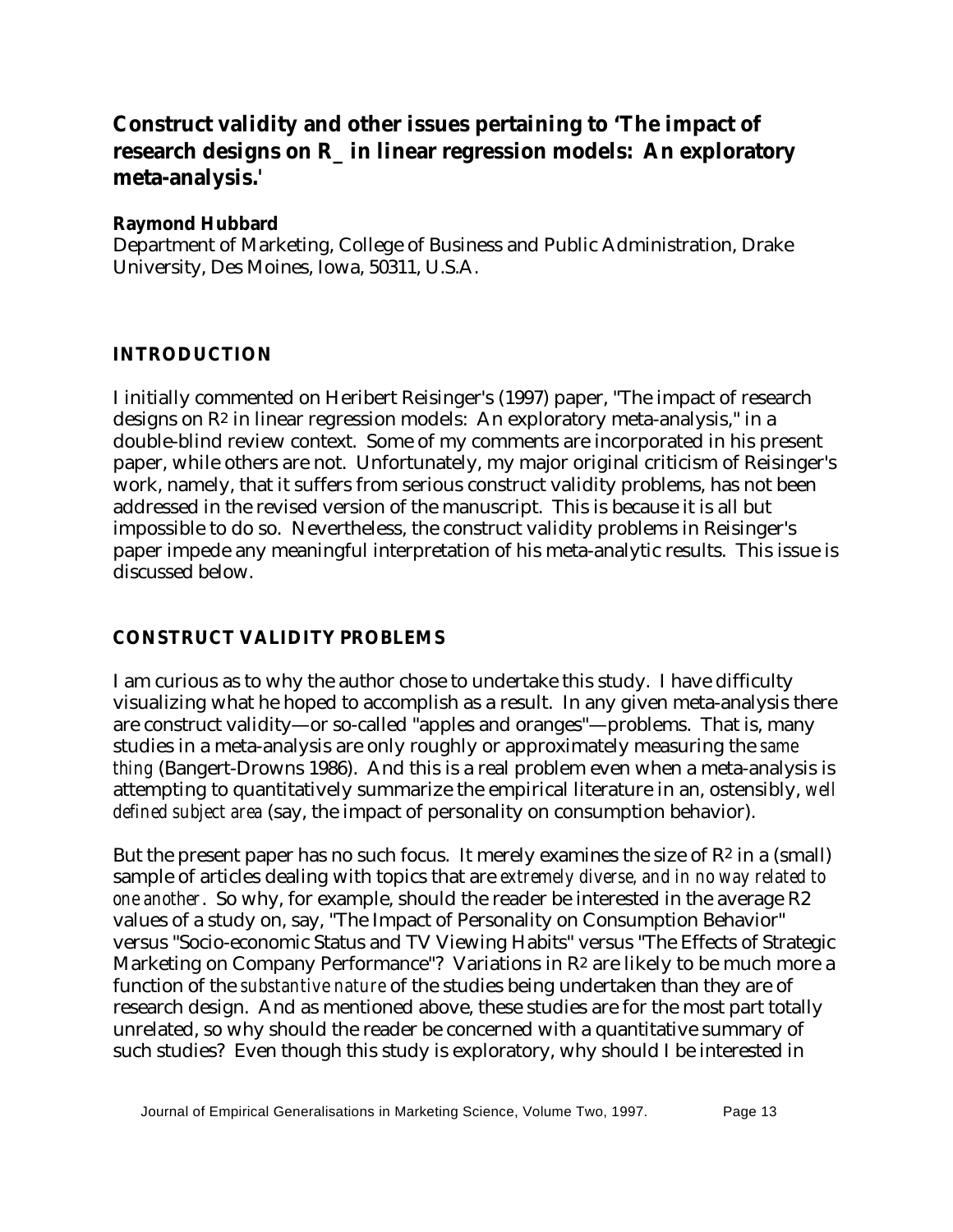# Construct validity and other issues pertaining to 'The impact of research designs on R_ in linear regression models: An exploratory meta-analysis.'

**Raymond Hubbard**

Department of Marketing, College of Business and Public Administration, Drake University, Des Moines, Iowa, 50311, U.S.A.

## INTRODUCTION

I initially commented on Heribert Reisinger's (1997) paper, "The impact of research designs on $R^2$ in linear regression models: An exploratory meta-analysis," in a double-blind review context. Some of my comments are incorporated in his present paper, while others are not. Unfortunately, my major original criticism of Reisinger's work, namely, that it suffers from serious construct validity problems, has not been addressed in the revised version of the manuscript. This is because it is all but impossible to do so. Nevertheless, the construct validity problems in Reisinger's paper impede any meaningful interpretation of his meta-analytic results. This issue is discussed below.

## CONSTRUCT VALIDITY PROBLEMS

I am curious as to why the author chose to undertake this study. I have difficulty visualizing what he hoped to accomplish as a result. In any given meta-analysis there are construct validity—or so-called "apples and oranges"—problems. That is, many studies in a meta-analysis are only roughly or approximately measuring the *same thing* (Bangert-Drowns 1986). And this is a real problem even when a meta-analysis is attempting to quantitatively summarize the empirical literature in an, ostensibly, *well defined subject area* (say, the impact of personality on consumption behavior).

But the present paper has no such focus. It merely examines the size of $R^2$ in a (small) sample of articles dealing with topics that are *extremely diverse, and in no way related to one another*. So why, for example, should the reader be interested in the average R2 values of a study on, say, "The Impact of Personality on Consumption Behavior" versus "Socio-economic Status and TV Viewing Habits" versus "The Effects of Strategic Marketing on Company Performance"? Variations in $R^2$ are likely to be much more a function of the *substantive nature* of the studies being undertaken than they are of research design. And as mentioned above, these studies are for the most part totally unrelated, so why should the reader be concerned with a quantitative summary of such studies? Even though this study is exploratory, why should I be interested in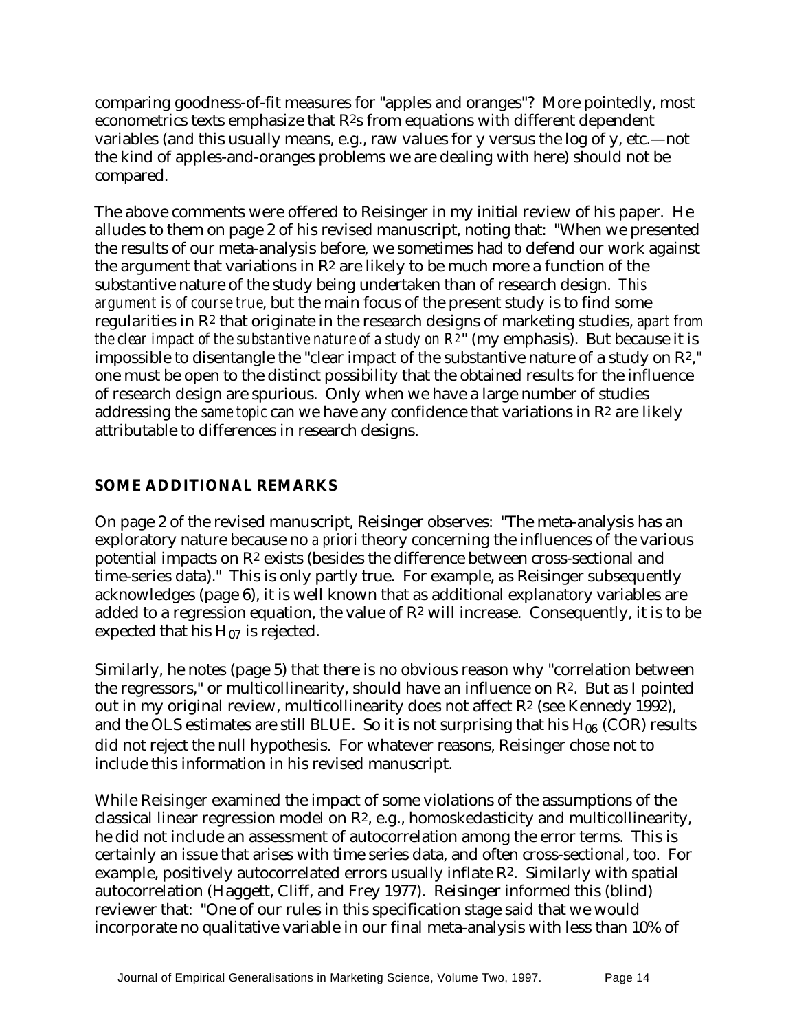comparing goodness-of-fit measures for "apples and oranges"? More pointedly, most econometrics texts emphasize that $R^2$s from equations with different dependent variables (and this usually means, e.g., raw values for y versus the log of y, etc.—not the kind of apples-and-oranges problems we are dealing with here) should not be compared.

The above comments were offered to Reisinger in my initial review of his paper. He alludes to them on page 2 of his revised manuscript, noting that: "When we presented the results of our meta-analysis before, we sometimes had to defend our work against the argument that variations in $R^2$ are likely to be much more a function of the substantive nature of the study being undertaken than of research design. *This argument is of course true*, but the main focus of the present study is to find some regularities in $R^2$ that originate in the research designs of marketing studies, *apart from the clear impact of the substantive nature of a study on $R^2$*" (my emphasis). But because it is impossible to disentangle the "clear impact of the substantive nature of a study on $R^2$," one must be open to the distinct possibility that the obtained results for the influence of research design are spurious. Only when we have a large number of studies addressing the *same topic* can we have any confidence that variations in $R^2$ are likely attributable to differences in research designs.

## SOME ADDITIONAL REMARKS

On page 2 of the revised manuscript, Reisinger observes: "The meta-analysis has an exploratory nature because no *a priori* theory concerning the influences of the various potential impacts on $R^2$ exists (besides the difference between cross-sectional and time-series data)." This is only partly true. For example, as Reisinger subsequently acknowledges (page 6), it is well known that as additional explanatory variables are added to a regression equation, the value of $R^2$ will increase. Consequently, it is to be expected that his $H_{07}$ is rejected.

Similarly, he notes (page 5) that there is no obvious reason why "correlation between the regressors," or multicollinearity, should have an influence on $R^2$. But as I pointed out in my original review, multicollinearity does not affect $R^2$ (see Kennedy 1992), and the OLS estimates are still BLUE. So it is not surprising that his $H_{06}$ (COR) results did not reject the null hypothesis. For whatever reasons, Reisinger chose not to include this information in his revised manuscript.

While Reisinger examined the impact of some violations of the assumptions of the classical linear regression model on $R^2$, e.g., homoskedasticity and multicollinearity, he did not include an assessment of autocorrelation among the error terms. This is certainly an issue that arises with time series data, and often cross-sectional, too. For example, positively autocorrelated errors usually inflate $R^2$. Similarly with spatial autocorrelation (Haggett, Cliff, and Frey 1977). Reisinger informed this (blind) reviewer that: "One of our rules in this specification stage said that we would incorporate no qualitative variable in our final meta-analysis with less than 10% of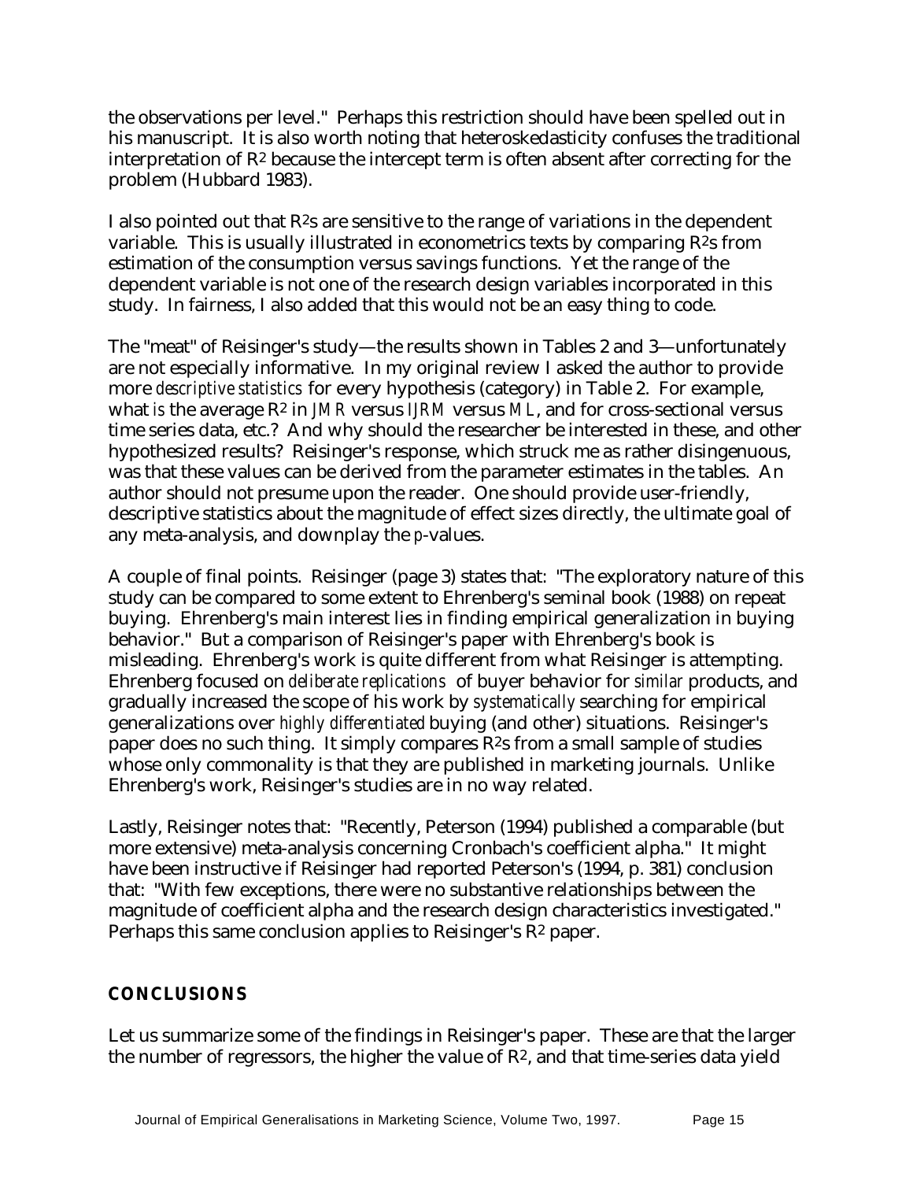the observations per level." Perhaps this restriction should have been spelled out in his manuscript. It is also worth noting that heteroskedasticity confuses the traditional interpretation of $R^2$ because the intercept term is often absent after correcting for the problem (Hubbard 1983).

I also pointed out that $R^2$s are sensitive to the range of variations in the dependent variable. This is usually illustrated in econometrics texts by comparing $R^2$s from estimation of the consumption versus savings functions. Yet the range of the dependent variable is not one of the research design variables incorporated in this study. In fairness, I also added that this would not be an easy thing to code.

The "meat" of Reisinger's study—the results shown in Tables 2 and 3—unfortunately are not especially informative. In my original review I asked the author to provide more *descriptive statistics* for every hypothesis (category) in Table 2. For example, what *is* the average $R^2$ in *JMR* versus *IJRM* versus *ML*, and for cross-sectional versus time series data, etc.? And why should the researcher be interested in these, and other hypothesized results? Reisinger's response, which struck me as rather disingenuous, was that these values can be derived from the parameter estimates in the tables. An author should not presume upon the reader. One should provide user-friendly, descriptive statistics about the magnitude of effect sizes directly, the ultimate goal of any meta-analysis, and downplay the *p*-values.

A couple of final points. Reisinger (page 3) states that: "The exploratory nature of this study can be compared to some extent to Ehrenberg's seminal book (1988) on repeat buying. Ehrenberg's main interest lies in finding empirical generalization in buying behavior." But a comparison of Reisinger's paper with Ehrenberg's book is misleading. Ehrenberg's work is quite different from what Reisinger is attempting. Ehrenberg focused on *deliberate replications* of buyer behavior for *similar* products, and gradually increased the scope of his work by *systematically* searching for empirical generalizations over *highly differentiated* buying (and other) situations. Reisinger's paper does no such thing. It simply compares $R^2$s from a small sample of studies whose only commonality is that they are published in marketing journals. Unlike Ehrenberg's work, Reisinger's studies are in no way related.

Lastly, Reisinger notes that: "Recently, Peterson (1994) published a comparable (but more extensive) meta-analysis concerning Cronbach's coefficient alpha." It might have been instructive if Reisinger had reported Peterson's (1994, p. 381) conclusion that: "With few exceptions, there were no substantive relationships between the magnitude of coefficient alpha and the research design characteristics investigated." Perhaps this same conclusion applies to Reisinger's $R^2$ paper.

## CONCLUSIONS

Let us summarize some of the findings in Reisinger's paper. These are that the larger the number of regressors, the higher the value of $R^2$, and that time-series data yield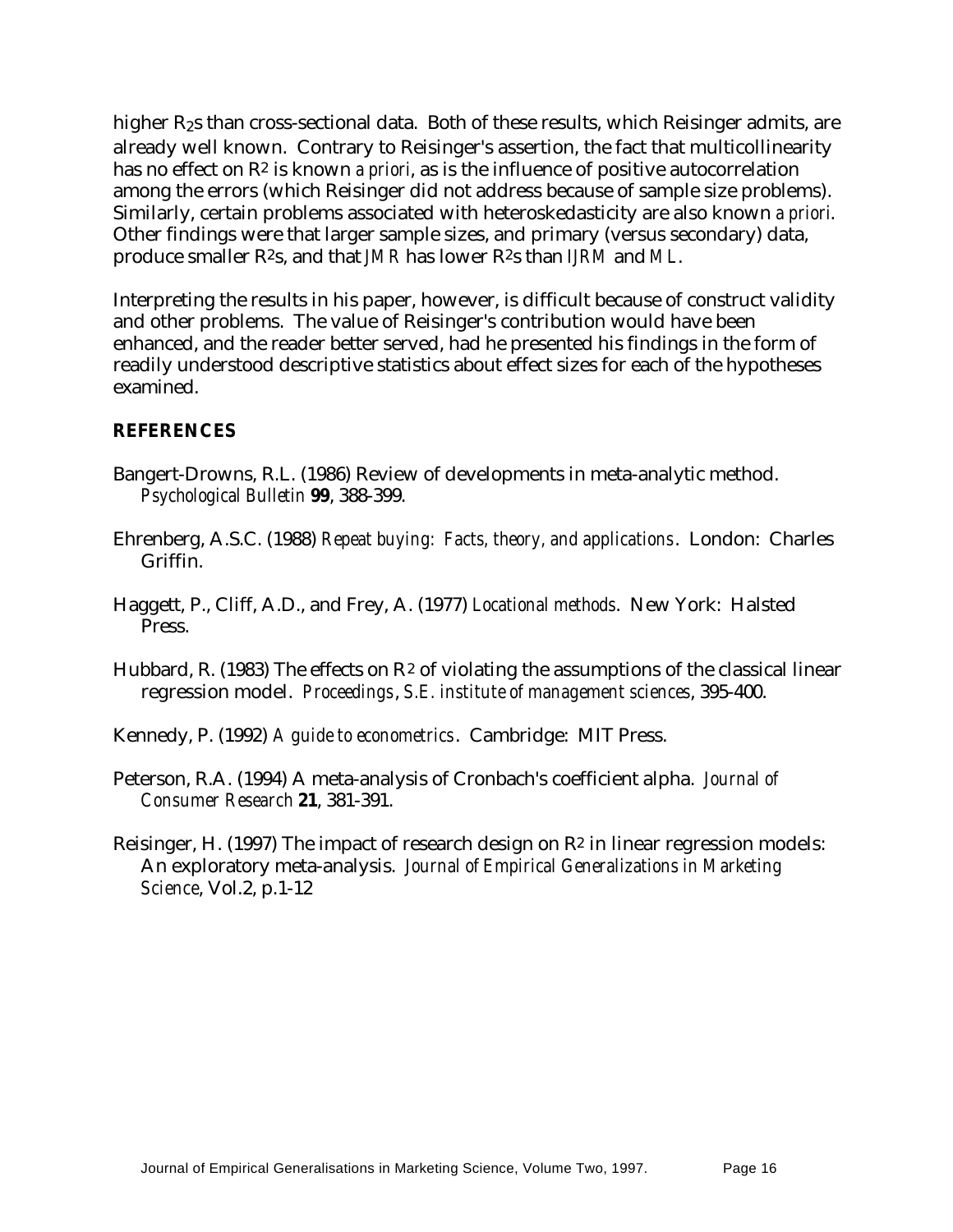higher $R_2$s than cross-sectional data. Both of these results, which Reisinger admits, are already well known. Contrary to Reisinger's assertion, the fact that multicollinearity has no effect on $R^2$ is known *a priori*, as is the influence of positive autocorrelation among the errors (which Reisinger did not address because of sample size problems). Similarly, certain problems associated with heteroskedasticity are also known *a priori*. Other findings were that larger sample sizes, and primary (versus secondary) data, produce smaller $R^2$s, and that *JMR* has lower $R^2$s than *IJRM* and *ML*.

Interpreting the results in his paper, however, is difficult because of construct validity and other problems. The value of Reisinger's contribution would have been enhanced, and the reader better served, had he presented his findings in the form of readily understood descriptive statistics about effect sizes for each of the hypotheses examined.

## REFERENCES

Bangert-Drowns, R.L. (1986) Review of developments in meta-analytic method. *Psychological Bulletin* **99**, 388-399.

Ehrenberg, A.S.C. (1988) *Repeat buying: Facts, theory, and applications*. London: Charles Griffin.

Haggett, P., Cliff, A.D., and Frey, A. (1977) *Locational methods*. New York: Halsted Press.

Hubbard, R. (1983) The effects on $R^2$ of violating the assumptions of the classical linear regression model. *Proceedings*, *S.E. institute of management sciences*, 395-400.

Kennedy, P. (1992) *A guide to econometrics*. Cambridge: MIT Press.

Peterson, R.A. (1994) A meta-analysis of Cronbach's coefficient alpha. *Journal of Consumer Research* **21**, 381-391.

Reisinger, H. (1997) The impact of research design on $R^2$ in linear regression models: An exploratory meta-analysis. *Journal of Empirical Generalizations in Marketing Science*, Vol.2, p.1-12